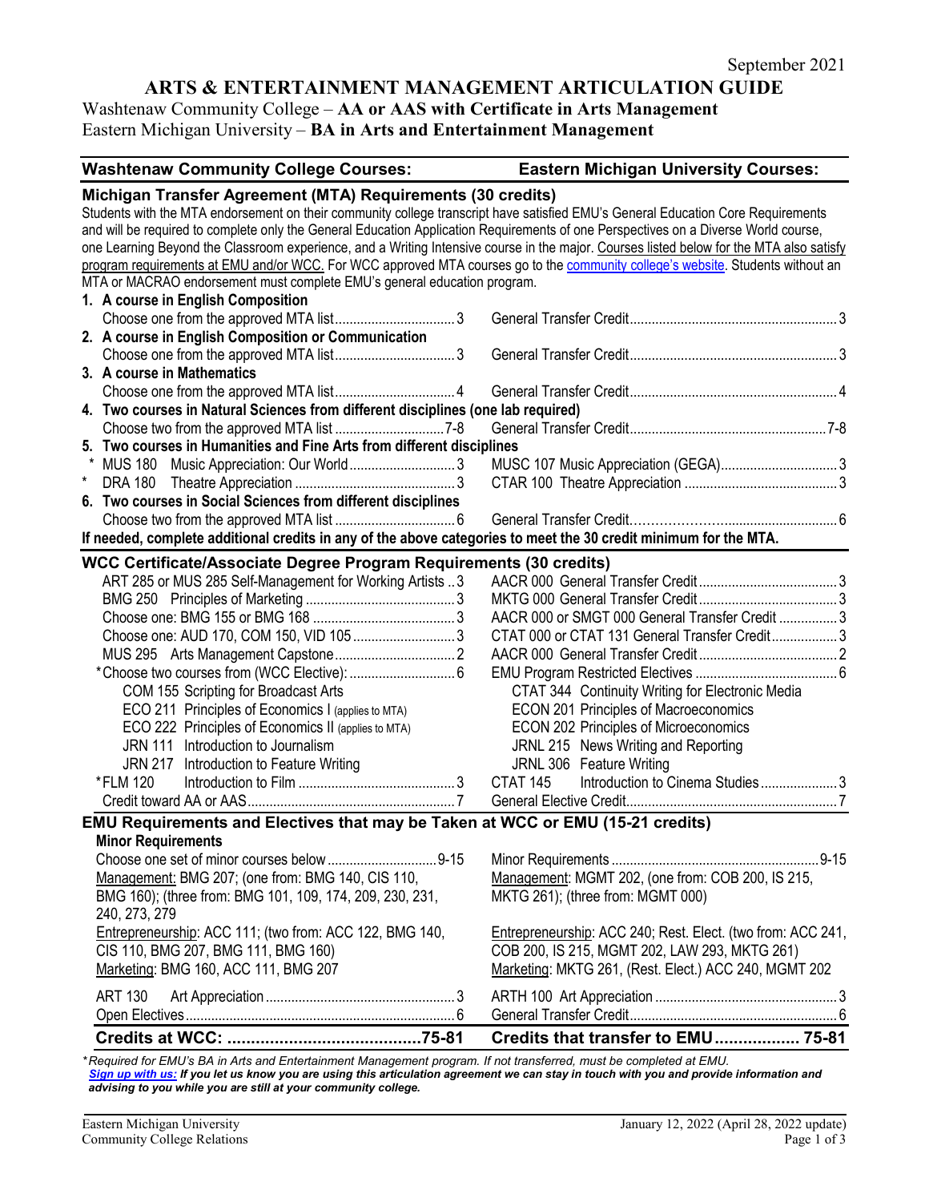September 2021

# ARTS & ENTERTAINMENT MANAGEMENT ARTICULATION GUIDE

Washtenaw Community College – **AA or AAS with Certificate in Arts Management**
Eastern Michigan University – **BA in Arts and Entertainment Management**

| Washtenaw Community College Courses: | Eastern Michigan University Courses: |
|---|---|
| **Michigan Transfer Agreement (MTA) Requirements (30 credits)** | |
| Students with the MTA endorsement on their community college transcript have satisfied EMU's General Education Core Requirements and will be required to complete only the General Education Application Requirements of one Perspectives on a Diverse World course, one Learning Beyond the Classroom experience, and a Writing Intensive course in the major. Courses listed below for the MTA also satisfy program requirements at EMU and/or WCC. For WCC approved MTA courses go to the community college's website. Students without an MTA or MACRAO endorsement must complete EMU's general education program. | |
| **1. A course in English Composition** | |
| Choose one from the approved MTA list ... 3 | General Transfer Credit ... 3 |
| **2. A course in English Composition or Communication** | |
| Choose one from the approved MTA list ... 3 | General Transfer Credit ... 3 |
| **3. A course in Mathematics** | |
| Choose one from the approved MTA list ... 4 | General Transfer Credit ... 4 |
| **4. Two courses in Natural Sciences from different disciplines (one lab required)** | |
| Choose two from the approved MTA list ... 7-8 | General Transfer Credit ... 7-8 |
| **5. Two courses in Humanities and Fine Arts from different disciplines** | |
| * MUS 180 Music Appreciation: Our World ... 3 | MUSC 107 Music Appreciation (GEGA) ... 3 |
| * DRA 180 Theatre Appreciation ... 3 | CTAR 100 Theatre Appreciation ... 3 |
| **6. Two courses in Social Sciences from different disciplines** | |
| Choose two from the approved MTA list ... 6 | General Transfer Credit ... 6 |
| **If needed, complete additional credits in any of the above categories to meet the 30 credit minimum for the MTA.** | |
| **WCC Certificate/Associate Degree Program Requirements (30 credits)** | |
| ART 285 or MUS 285 Self-Management for Working Artists ... 3 | AACR 000 General Transfer Credit ... 3 |
| BMG 250 Principles of Marketing ... 3 | MKTG 000 General Transfer Credit ... 3 |
| Choose one: BMG 155 or BMG 168 ... 3 | AACR 000 or SMGT 000 General Transfer Credit ... 3 |
| Choose one: AUD 170, COM 150, VID 105 ... 3 | CTAT 000 or CTAT 131 General Transfer Credit ... 3 |
| MUS 295 Arts Management Capstone ... 2 | AACR 000 General Transfer Credit ... 2 |
| *Choose two courses from (WCC Elective): ... 6 | EMU Program Restricted Electives ... 6 |
| COM 155 Scripting for Broadcast Arts | CTAT 344 Continuity Writing for Electronic Media |
| ECO 211 Principles of Economics I (applies to MTA) | ECON 201 Principles of Macroeconomics |
| ECO 222 Principles of Economics II (applies to MTA) | ECON 202 Principles of Microeconomics |
| JRN 111 Introduction to Journalism | JRNL 215 News Writing and Reporting |
| JRN 217 Introduction to Feature Writing | JRNL 306 Feature Writing |
| *FLM 120 Introduction to Film ... 3 | CTAT 145 Introduction to Cinema Studies ... 3 |
| Credit toward AA or AAS ... 7 | General Elective Credit ... 7 |
| **EMU Requirements and Electives that may be Taken at WCC or EMU (15-21 credits)** | |
| **Minor Requirements** | |
| Choose one set of minor courses below ... 9-15 | Minor Requirements ... 9-15 |
| Management: BMG 207; (one from: BMG 140, CIS 110, BMG 160); (three from: BMG 101, 109, 174, 209, 230, 231, 240, 273, 279 | Management: MGMT 202, (one from: COB 200, IS 215, MKTG 261); (three from: MGMT 000) |
| Entrepreneurship: ACC 111; (two from: ACC 122, BMG 140, CIS 110, BMG 207, BMG 111, BMG 160) | Entrepreneurship: ACC 240; Rest. Elect. (two from: ACC 241, COB 200, IS 215, MGMT 202, LAW 293, MKTG 261) |
| Marketing: BMG 160, ACC 111, BMG 207 | Marketing: MKTG 261, (Rest. Elect.) ACC 240, MGMT 202 |
| ART 130 Art Appreciation ... 3 | ARTH 100 Art Appreciation ... 3 |
| Open Electives ... 6 | General Transfer Credit ... 6 |
| **Credits at WCC: ... 75-81** | **Credits that transfer to EMU ... 75-81** |

*Required for EMU's BA in Arts and Entertainment Management program. If not transferred, must be completed at EMU.*

***Sign up with us:** If you let us know you are using this articulation agreement we can stay in touch with you and provide information and advising to you while you are still at your community college.*

Eastern Michigan University
Community College Relations

January 12, 2022 (April 28, 2022 update)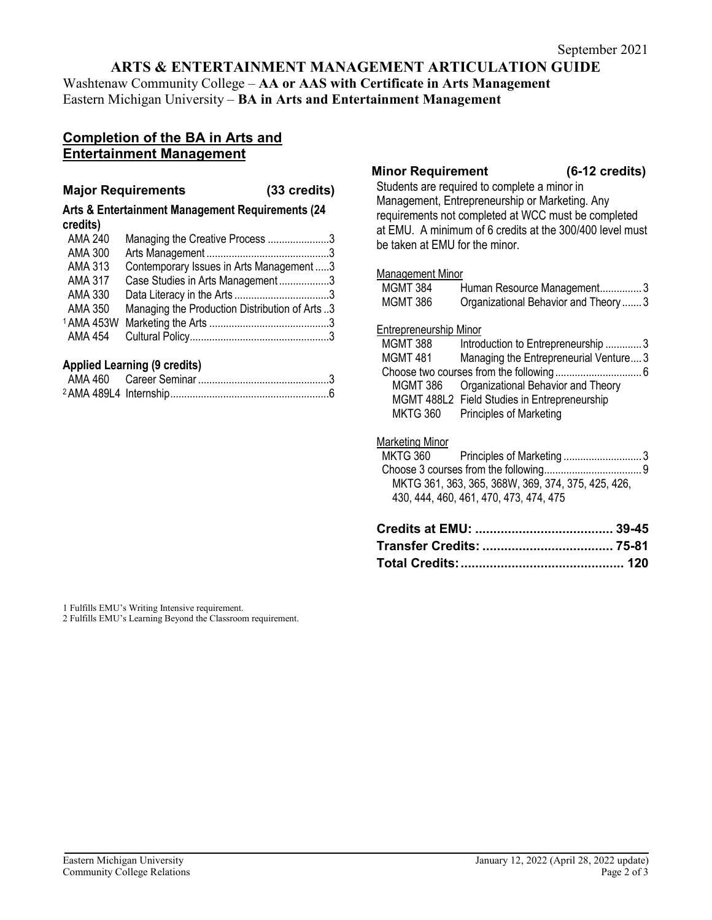September 2021

# ARTS & ENTERTAINMENT MANAGEMENT ARTICULATION GUIDE

Washtenaw Community College – **AA or AAS with Certificate in Arts Management**
Eastern Michigan University – **BA in Arts and Entertainment Management**

## Completion of the BA in Arts and Entertainment Management

### Major Requirements (33 credits)

**Arts & Entertainment Management Requirements (24 credits)**

| | | |
|---|---|---|
| AMA 240 | Managing the Creative Process | 3 |
| AMA 300 | Arts Management | 3 |
| AMA 313 | Contemporary Issues in Arts Management | 3 |
| AMA 317 | Case Studies in Arts Management | 3 |
| AMA 330 | Data Literacy in the Arts | 3 |
| AMA 350 | Managing the Production Distribution of Arts | 3 |
| [1] AMA 453W | Marketing the Arts | 3 |
| AMA 454 | Cultural Policy | 3 |

**Applied Learning (9 credits)**

| | | |
|---|---|---|
| AMA 460 | Career Seminar | 3 |
| [2] AMA 489L4 | Internship | 6 |

### Minor Requirement (6-12 credits)

Students are required to complete a minor in Management, Entrepreneurship or Marketing. Any requirements not completed at WCC must be completed at EMU. A minimum of 6 credits at the 300/400 level must be taken at EMU for the minor.

Management Minor

| | | |
|---|---|---|
| MGMT 384 | Human Resource Management | 3 |
| MGMT 386 | Organizational Behavior and Theory | 3 |

Entrepreneurship Minor

| | | |
|---|---|---|
| MGMT 388 | Introduction to Entrepreneurship | 3 |
| MGMT 481 | Managing the Entrepreneurial Venture | 3 |
| Choose two courses from the following | | 6 |
| MGMT 386 | Organizational Behavior and Theory | |
| MGMT 488L2 | Field Studies in Entrepreneurship | |
| MKTG 360 | Principles of Marketing | |

Marketing Minor

| | | |
|---|---|---|
| MKTG 360 | Principles of Marketing | 3 |
| Choose 3 courses from the following | | 9 |

MKTG 361, 363, 365, 368W, 369, 374, 375, 425, 426, 430, 444, 460, 461, 470, 473, 474, 475

**Credits at EMU: 39-45**
**Transfer Credits: 75-81**
**Total Credits: 120**

1 Fulfills EMU's Writing Intensive requirement.
2 Fulfills EMU's Learning Beyond the Classroom requirement.

Eastern Michigan University
Community College Relations

January 12, 2022 (April 28, 2022 update)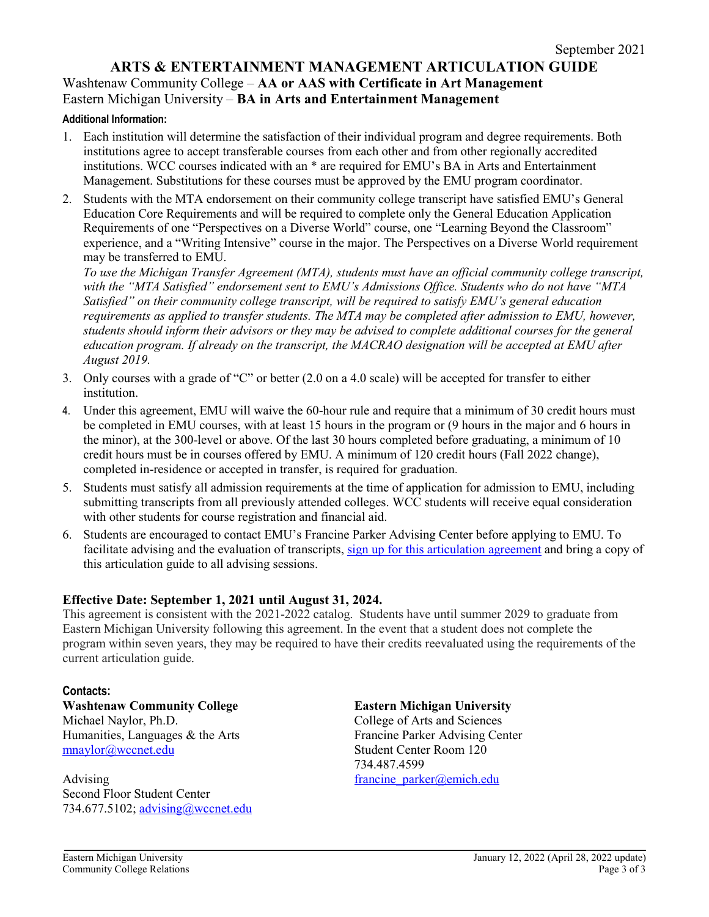September 2021

# ARTS & ENTERTAINMENT MANAGEMENT ARTICULATION GUIDE

Washtenaw Community College – **AA or AAS with Certificate in Art Management**
Eastern Michigan University – **BA in Arts and Entertainment Management**

**Additional Information:**

1. Each institution will determine the satisfaction of their individual program and degree requirements. Both institutions agree to accept transferable courses from each other and from other regionally accredited institutions. WCC courses indicated with an * are required for EMU's BA in Arts and Entertainment Management. Substitutions for these courses must be approved by the EMU program coordinator.
2. Students with the MTA endorsement on their community college transcript have satisfied EMU's General Education Core Requirements and will be required to complete only the General Education Application Requirements of one "Perspectives on a Diverse World" course, one "Learning Beyond the Classroom" experience, and a "Writing Intensive" course in the major. The Perspectives on a Diverse World requirement may be transferred to EMU.
   *To use the Michigan Transfer Agreement (MTA), students must have an official community college transcript, with the "MTA Satisfied" endorsement sent to EMU's Admissions Office. Students who do not have "MTA Satisfied" on their community college transcript, will be required to satisfy EMU's general education requirements as applied to transfer students. The MTA may be completed after admission to EMU, however, students should inform their advisors or they may be advised to complete additional courses for the general education program. If already on the transcript, the MACRAO designation will be accepted at EMU after August 2019.*
3. Only courses with a grade of "C" or better (2.0 on a 4.0 scale) will be accepted for transfer to either institution.
4. Under this agreement, EMU will waive the 60-hour rule and require that a minimum of 30 credit hours must be completed in EMU courses, with at least 15 hours in the program or (9 hours in the major and 6 hours in the minor), at the 300-level or above. Of the last 30 hours completed before graduating, a minimum of 10 credit hours must be in courses offered by EMU. A minimum of 120 credit hours (Fall 2022 change), completed in-residence or accepted in transfer, is required for graduation.
5. Students must satisfy all admission requirements at the time of application for admission to EMU, including submitting transcripts from all previously attended colleges. WCC students will receive equal consideration with other students for course registration and financial aid.
6. Students are encouraged to contact EMU's Francine Parker Advising Center before applying to EMU. To facilitate advising and the evaluation of transcripts, sign up for this articulation agreement and bring a copy of this articulation guide to all advising sessions.

**Effective Date: September 1, 2021 until August 31, 2024.**

This agreement is consistent with the 2021-2022 catalog. Students have until summer 2029 to graduate from Eastern Michigan University following this agreement. In the event that a student does not complete the program within seven years, they may be required to have their credits reevaluated using the requirements of the current articulation guide.

**Contacts:**

**Washtenaw Community College**
Michael Naylor, Ph.D.
Humanities, Languages & the Arts
mnaylor@wccnet.edu

Advising
Second Floor Student Center
734.677.5102; advising@wccnet.edu

**Eastern Michigan University**
College of Arts and Sciences
Francine Parker Advising Center
Student Center Room 120
734.487.4599
francine_parker@emich.edu

Eastern Michigan University
Community College Relations

January 12, 2022 (April 28, 2022 update)